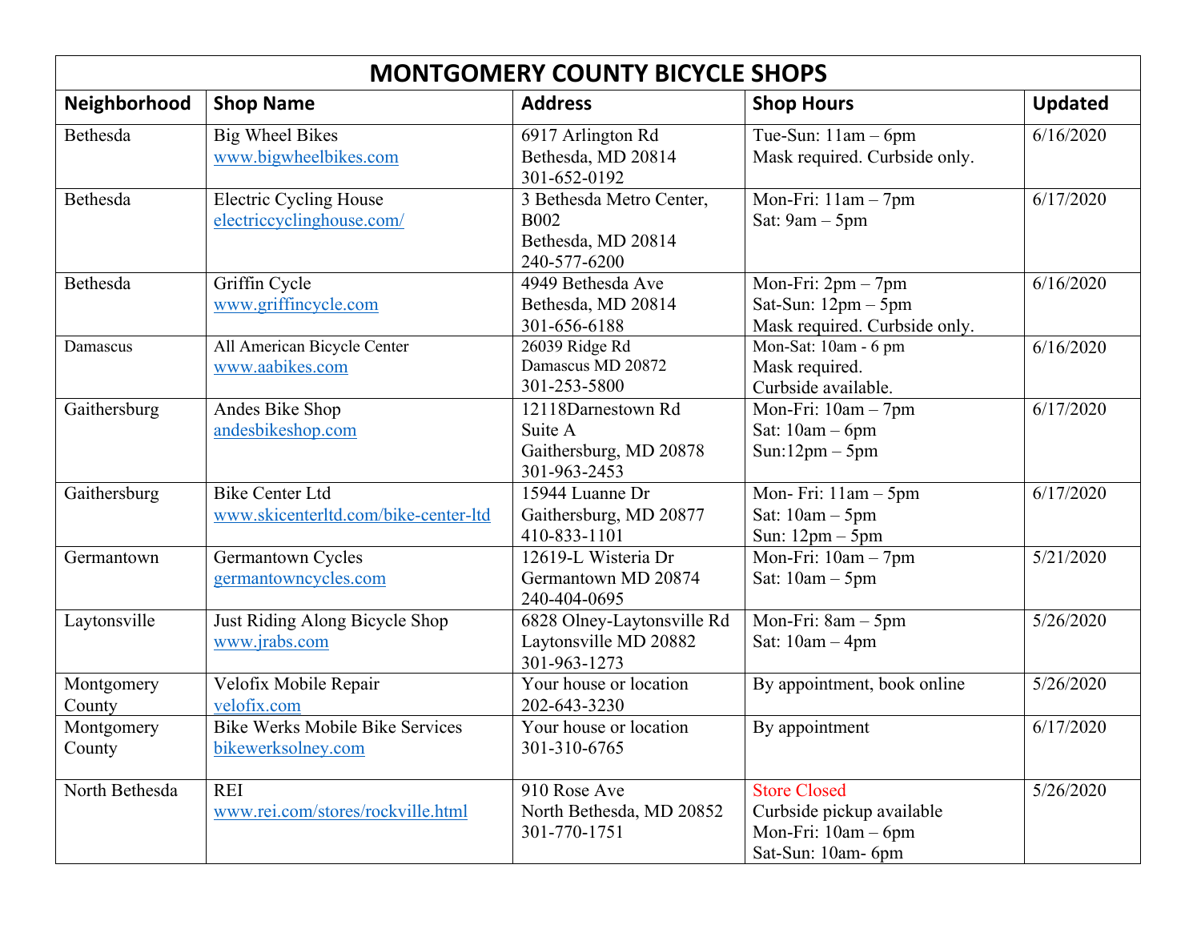# MONTGOMERY COUNTY BICYCLE SHOPS

| Neighborhood | Shop Name | Address | Shop Hours | Updated |
| --- | --- | --- | --- | --- |
| Bethesda | Big Wheel Bikes<br>www.bigwheelbikes.com | 6917 Arlington Rd<br>Bethesda, MD 20814<br>301-652-0192 | Tue-Sun: 11am – 6pm<br>Mask required. Curbside only. | 6/16/2020 |
| Bethesda | Electric Cycling House<br>electriccyclinghouse.com/ | 3 Bethesda Metro Center, B002<br>Bethesda, MD 20814<br>240-577-6200 | Mon-Fri: 11am – 7pm<br>Sat: 9am – 5pm | 6/17/2020 |
| Bethesda | Griffin Cycle<br>www.griffincycle.com | 4949 Bethesda Ave<br>Bethesda, MD 20814<br>301-656-6188 | Mon-Fri: 2pm – 7pm<br>Sat-Sun: 12pm – 5pm<br>Mask required. Curbside only. | 6/16/2020 |
| Damascus | All American Bicycle Center<br>www.aabikes.com | 26039 Ridge Rd<br>Damascus MD 20872<br>301-253-5800 | Mon-Sat: 10am - 6 pm<br>Mask required.<br>Curbside available. | 6/16/2020 |
| Gaithersburg | Andes Bike Shop<br>andesbikeshop.com | 12118Darnestown Rd<br>Suite A<br>Gaithersburg, MD 20878<br>301-963-2453 | Mon-Fri: 10am – 7pm<br>Sat: 10am – 6pm<br>Sun:12pm – 5pm | 6/17/2020 |
| Gaithersburg | Bike Center Ltd<br>www.skicenterltd.com/bike-center-ltd | 15944 Luanne Dr<br>Gaithersburg, MD 20877<br>410-833-1101 | Mon- Fri: 11am – 5pm<br>Sat: 10am – 5pm<br>Sun: 12pm – 5pm | 6/17/2020 |
| Germantown | Germantown Cycles<br>germantowncycles.com | 12619-L Wisteria Dr<br>Germantown MD 20874<br>240-404-0695 | Mon-Fri: 10am – 7pm<br>Sat: 10am – 5pm | 5/21/2020 |
| Laytonsville | Just Riding Along Bicycle Shop<br>www.jrabs.com | 6828 Olney-Laytonsville Rd<br>Laytonsville MD 20882<br>301-963-1273 | Mon-Fri: 8am – 5pm<br>Sat: 10am – 4pm | 5/26/2020 |
| Montgomery County | Velofix Mobile Repair<br>velofix.com | Your house or location<br>202-643-3230 | By appointment, book online | 5/26/2020 |
| Montgomery County | Bike Werks Mobile Bike Services<br>bikewerksolney.com | Your house or location<br>301-310-6765 | By appointment | 6/17/2020 |
| North Bethesda | REI<br>www.rei.com/stores/rockville.html | 910 Rose Ave<br>North Bethesda, MD 20852<br>301-770-1751 | Store Closed<br>Curbside pickup available<br>Mon-Fri: 10am – 6pm<br>Sat-Sun: 10am- 6pm | 5/26/2020 |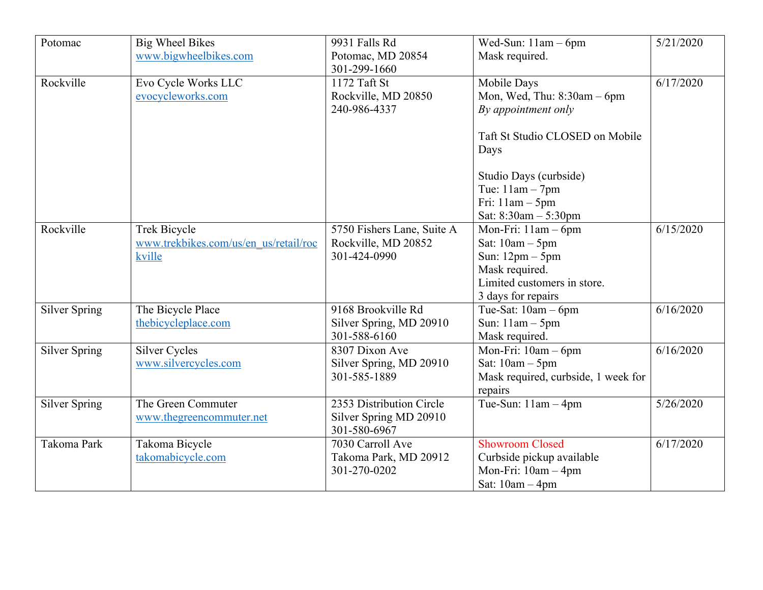| | | | | |
|---|---|---|---|---|
| Potomac | Big Wheel Bikes<br>www.bigwheelbikes.com | 9931 Falls Rd<br>Potomac, MD 20854<br>301-299-1660 | Wed-Sun: 11am – 6pm<br>Mask required. | 5/21/2020 |
| Rockville | Evo Cycle Works LLC<br>evocycleworks.com | 1172 Taft St<br>Rockville, MD 20850<br>240-986-4337 | Mobile Days<br>Mon, Wed, Thu: 8:30am – 6pm<br>*By appointment only*<br><br>Taft St Studio CLOSED on Mobile Days<br><br>Studio Days (curbside)<br>Tue: 11am – 7pm<br>Fri: 11am – 5pm<br>Sat: 8:30am – 5:30pm | 6/17/2020 |
| Rockville | Trek Bicycle<br>www.trekbikes.com/us/en_us/retail/rockville | 5750 Fishers Lane, Suite A<br>Rockville, MD 20852<br>301-424-0990 | Mon-Fri: 11am – 6pm<br>Sat: 10am – 5pm<br>Sun: 12pm – 5pm<br>Mask required.<br>Limited customers in store.<br>3 days for repairs | 6/15/2020 |
| Silver Spring | The Bicycle Place<br>thebicycleplace.com | 9168 Brookville Rd<br>Silver Spring, MD 20910<br>301-588-6160 | Tue-Sat: 10am – 6pm<br>Sun: 11am – 5pm<br>Mask required. | 6/16/2020 |
| Silver Spring | Silver Cycles<br>www.silvercycles.com | 8307 Dixon Ave<br>Silver Spring, MD 20910<br>301-585-1889 | Mon-Fri: 10am – 6pm<br>Sat: 10am – 5pm<br>Mask required, curbside, 1 week for repairs | 6/16/2020 |
| Silver Spring | The Green Commuter<br>www.thegreencommuter.net | 2353 Distribution Circle<br>Silver Spring MD 20910<br>301-580-6967 | Tue-Sun: 11am – 4pm | 5/26/2020 |
| Takoma Park | Takoma Bicycle<br>takomabicycle.com | 7030 Carroll Ave<br>Takoma Park, MD 20912<br>301-270-0202 | Showroom Closed<br>Curbside pickup available<br>Mon-Fri: 10am – 4pm<br>Sat: 10am – 4pm | 6/17/2020 |